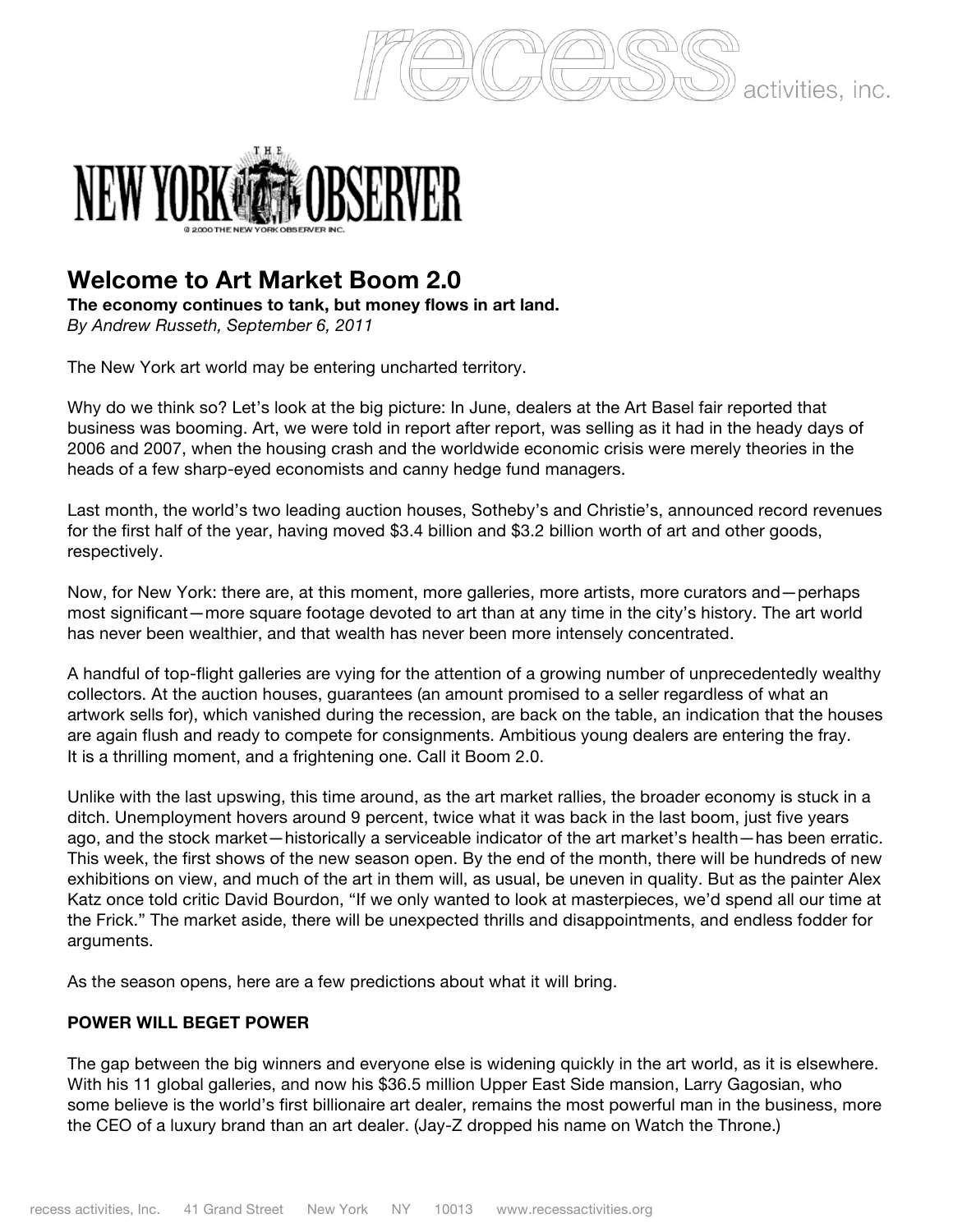THE NEW YORK OBSERVER

© 2000 THE NEW YORK OBSERVER INC.

# Welcome to Art Market Boom 2.0

**The economy continues to tank, but money flows in art land.**

*By Andrew Russeth, September 6, 2011*

The New York art world may be entering uncharted territory.

Why do we think so? Let's look at the big picture: In June, dealers at the Art Basel fair reported that business was booming. Art, we were told in report after report, was selling as it had in the heady days of 2006 and 2007, when the housing crash and the worldwide economic crisis were merely theories in the heads of a few sharp-eyed economists and canny hedge fund managers.

Last month, the world's two leading auction houses, Sotheby's and Christie's, announced record revenues for the first half of the year, having moved $3.4 billion and $3.2 billion worth of art and other goods, respectively.

Now, for New York: there are, at this moment, more galleries, more artists, more curators and—perhaps most significant—more square footage devoted to art than at any time in the city's history. The art world has never been wealthier, and that wealth has never been more intensely concentrated.

A handful of top-flight galleries are vying for the attention of a growing number of unprecedentedly wealthy collectors. At the auction houses, guarantees (an amount promised to a seller regardless of what an artwork sells for), which vanished during the recession, are back on the table, an indication that the houses are again flush and ready to compete for consignments. Ambitious young dealers are entering the fray. It is a thrilling moment, and a frightening one. Call it Boom 2.0.

Unlike with the last upswing, this time around, as the art market rallies, the broader economy is stuck in a ditch. Unemployment hovers around 9 percent, twice what it was back in the last boom, just five years ago, and the stock market—historically a serviceable indicator of the art market's health—has been erratic. This week, the first shows of the new season open. By the end of the month, there will be hundreds of new exhibitions on view, and much of the art in them will, as usual, be uneven in quality. But as the painter Alex Katz once told critic David Bourdon, "If we only wanted to look at masterpieces, we'd spend all our time at the Frick." The market aside, there will be unexpected thrills and disappointments, and endless fodder for arguments.

As the season opens, here are a few predictions about what it will bring.

## POWER WILL BEGET POWER

The gap between the big winners and everyone else is widening quickly in the art world, as it is elsewhere. With his 11 global galleries, and now his $36.5 million Upper East Side mansion, Larry Gagosian, who some believe is the world's first billionaire art dealer, remains the most powerful man in the business, more the CEO of a luxury brand than an art dealer. (Jay-Z dropped his name on Watch the Throne.)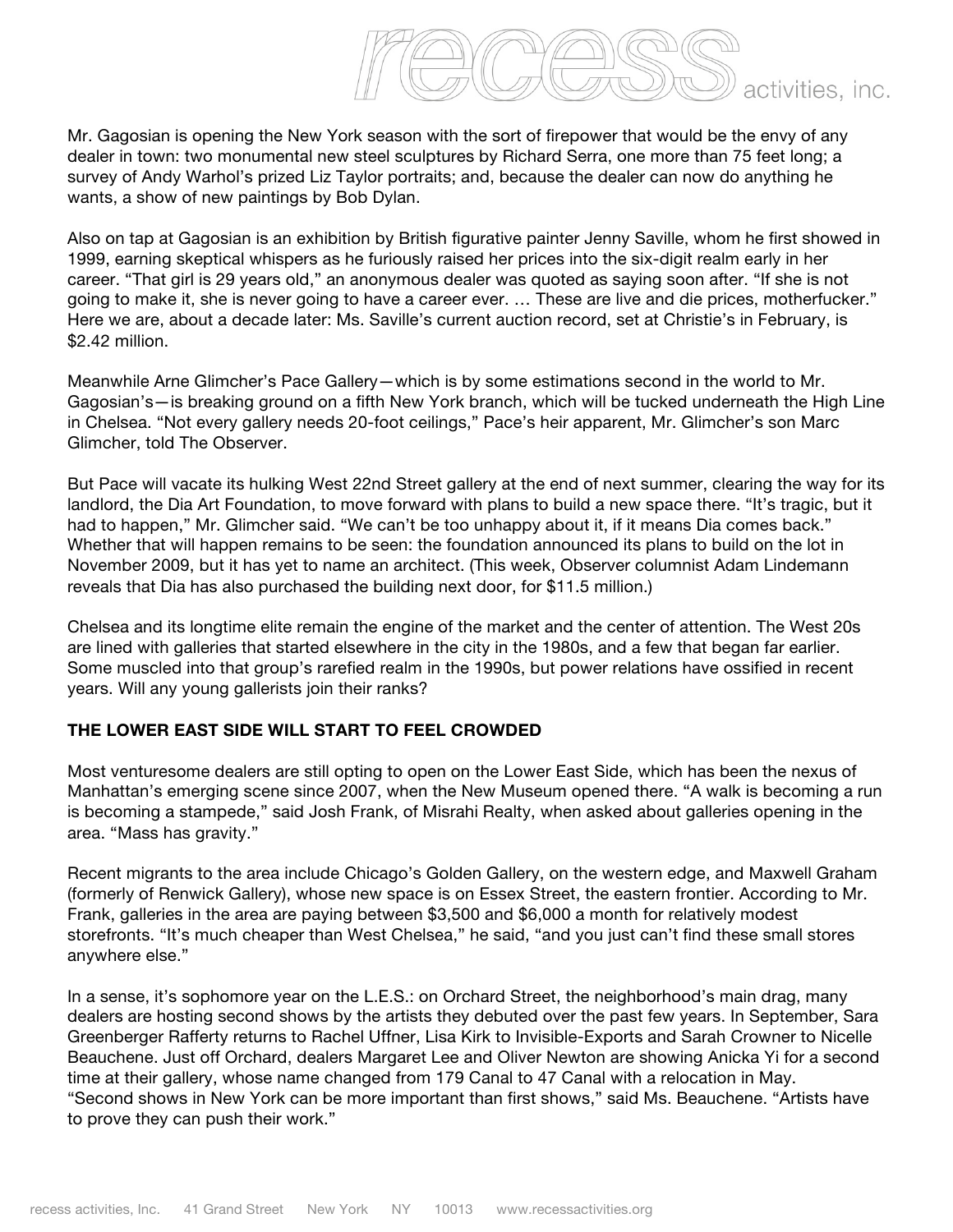Mr. Gagosian is opening the New York season with the sort of firepower that would be the envy of any dealer in town: two monumental new steel sculptures by Richard Serra, one more than 75 feet long; a survey of Andy Warhol's prized Liz Taylor portraits; and, because the dealer can now do anything he wants, a show of new paintings by Bob Dylan.

Also on tap at Gagosian is an exhibition by British figurative painter Jenny Saville, whom he first showed in 1999, earning skeptical whispers as he furiously raised her prices into the six-digit realm early in her career. "That girl is 29 years old," an anonymous dealer was quoted as saying soon after. "If she is not going to make it, she is never going to have a career ever. … These are live and die prices, motherfucker." Here we are, about a decade later: Ms. Saville's current auction record, set at Christie's in February, is $2.42 million.

Meanwhile Arne Glimcher's Pace Gallery—which is by some estimations second in the world to Mr. Gagosian's—is breaking ground on a fifth New York branch, which will be tucked underneath the High Line in Chelsea. "Not every gallery needs 20-foot ceilings," Pace's heir apparent, Mr. Glimcher's son Marc Glimcher, told The Observer.

But Pace will vacate its hulking West 22nd Street gallery at the end of next summer, clearing the way for its landlord, the Dia Art Foundation, to move forward with plans to build a new space there. "It's tragic, but it had to happen," Mr. Glimcher said. "We can't be too unhappy about it, if it means Dia comes back." Whether that will happen remains to be seen: the foundation announced its plans to build on the lot in November 2009, but it has yet to name an architect. (This week, Observer columnist Adam Lindemann reveals that Dia has also purchased the building next door, for $11.5 million.)

Chelsea and its longtime elite remain the engine of the market and the center of attention. The West 20s are lined with galleries that started elsewhere in the city in the 1980s, and a few that began far earlier. Some muscled into that group's rarefied realm in the 1990s, but power relations have ossified in recent years. Will any young gallerists join their ranks?

**THE LOWER EAST SIDE WILL START TO FEEL CROWDED**

Most venturesome dealers are still opting to open on the Lower East Side, which has been the nexus of Manhattan's emerging scene since 2007, when the New Museum opened there. "A walk is becoming a run is becoming a stampede," said Josh Frank, of Misrahi Realty, when asked about galleries opening in the area. "Mass has gravity."

Recent migrants to the area include Chicago's Golden Gallery, on the western edge, and Maxwell Graham (formerly of Renwick Gallery), whose new space is on Essex Street, the eastern frontier. According to Mr. Frank, galleries in the area are paying between $3,500 and $6,000 a month for relatively modest storefronts. "It's much cheaper than West Chelsea," he said, "and you just can't find these small stores anywhere else."

In a sense, it's sophomore year on the L.E.S.: on Orchard Street, the neighborhood's main drag, many dealers are hosting second shows by the artists they debuted over the past few years. In September, Sara Greenberger Rafferty returns to Rachel Uffner, Lisa Kirk to Invisible-Exports and Sarah Crowner to Nicelle Beauchene. Just off Orchard, dealers Margaret Lee and Oliver Newton are showing Anicka Yi for a second time at their gallery, whose name changed from 179 Canal to 47 Canal with a relocation in May. "Second shows in New York can be more important than first shows," said Ms. Beauchene. "Artists have to prove they can push their work."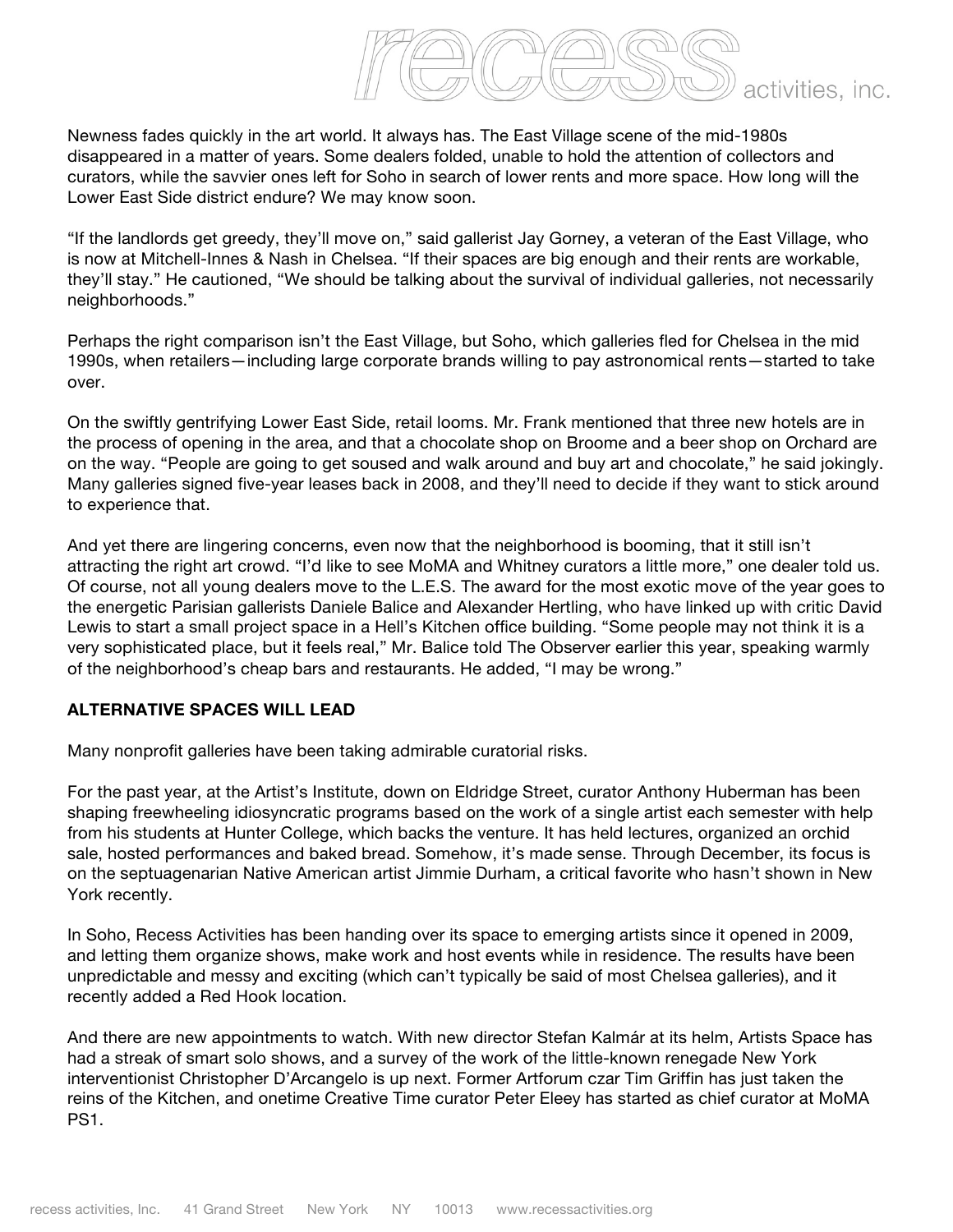Newness fades quickly in the art world. It always has. The East Village scene of the mid-1980s disappeared in a matter of years. Some dealers folded, unable to hold the attention of collectors and curators, while the savvier ones left for Soho in search of lower rents and more space. How long will the Lower East Side district endure? We may know soon.

"If the landlords get greedy, they'll move on," said gallerist Jay Gorney, a veteran of the East Village, who is now at Mitchell-Innes & Nash in Chelsea. "If their spaces are big enough and their rents are workable, they'll stay." He cautioned, "We should be talking about the survival of individual galleries, not necessarily neighborhoods."

Perhaps the right comparison isn't the East Village, but Soho, which galleries fled for Chelsea in the mid 1990s, when retailers—including large corporate brands willing to pay astronomical rents—started to take over.

On the swiftly gentrifying Lower East Side, retail looms. Mr. Frank mentioned that three new hotels are in the process of opening in the area, and that a chocolate shop on Broome and a beer shop on Orchard are on the way. "People are going to get soused and walk around and buy art and chocolate," he said jokingly. Many galleries signed five-year leases back in 2008, and they'll need to decide if they want to stick around to experience that.

And yet there are lingering concerns, even now that the neighborhood is booming, that it still isn't attracting the right art crowd. "I'd like to see MoMA and Whitney curators a little more," one dealer told us. Of course, not all young dealers move to the L.E.S. The award for the most exotic move of the year goes to the energetic Parisian gallerists Daniele Balice and Alexander Hertling, who have linked up with critic David Lewis to start a small project space in a Hell's Kitchen office building. "Some people may not think it is a very sophisticated place, but it feels real," Mr. Balice told The Observer earlier this year, speaking warmly of the neighborhood's cheap bars and restaurants. He added, "I may be wrong."

**ALTERNATIVE SPACES WILL LEAD**

Many nonprofit galleries have been taking admirable curatorial risks.

For the past year, at the Artist's Institute, down on Eldridge Street, curator Anthony Huberman has been shaping freewheeling idiosyncratic programs based on the work of a single artist each semester with help from his students at Hunter College, which backs the venture. It has held lectures, organized an orchid sale, hosted performances and baked bread. Somehow, it's made sense. Through December, its focus is on the septuagenarian Native American artist Jimmie Durham, a critical favorite who hasn't shown in New York recently.

In Soho, Recess Activities has been handing over its space to emerging artists since it opened in 2009, and letting them organize shows, make work and host events while in residence. The results have been unpredictable and messy and exciting (which can't typically be said of most Chelsea galleries), and it recently added a Red Hook location.

And there are new appointments to watch. With new director Stefan Kalmár at its helm, Artists Space has had a streak of smart solo shows, and a survey of the work of the little-known renegade New York interventionist Christopher D'Arcangelo is up next. Former Artforum czar Tim Griffin has just taken the reins of the Kitchen, and onetime Creative Time curator Peter Eleey has started as chief curator at MoMA PS1.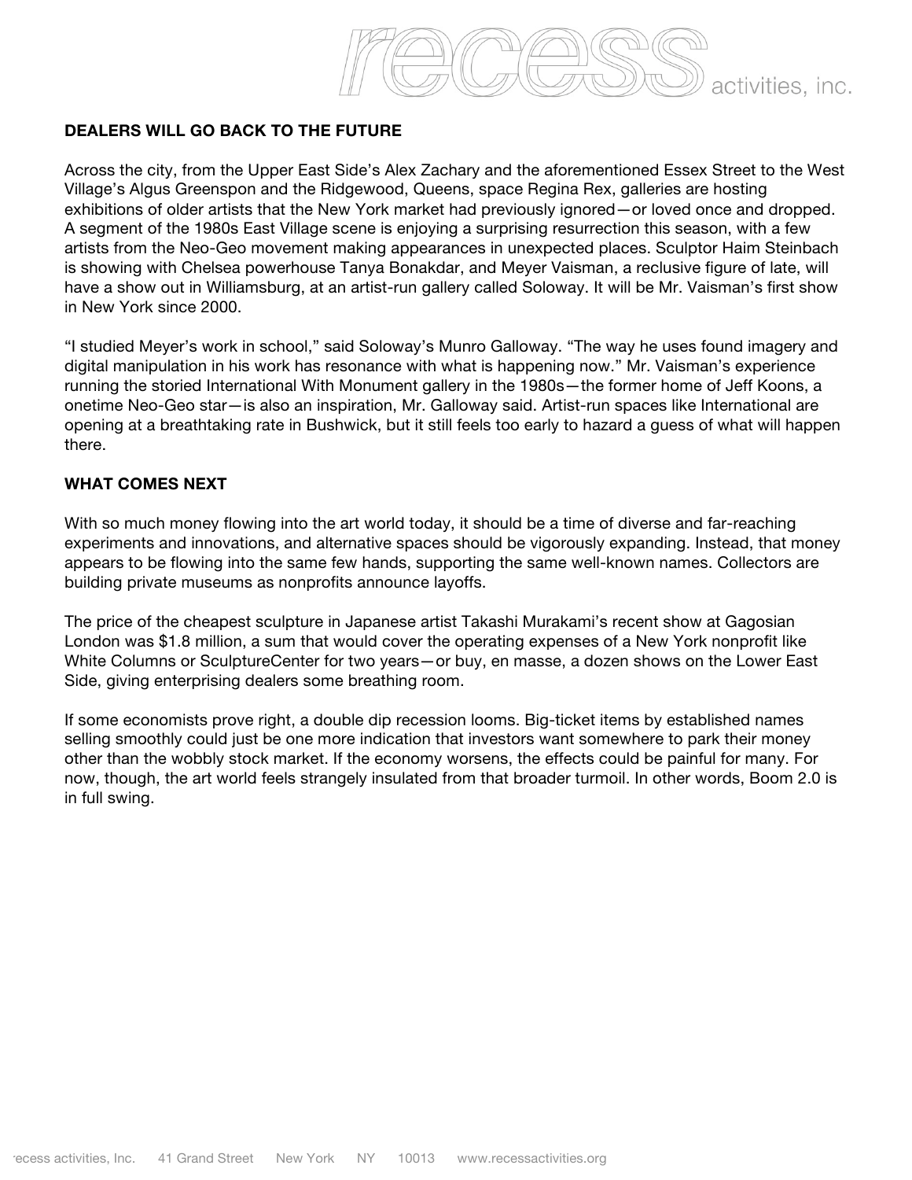## DEALERS WILL GO BACK TO THE FUTURE

Across the city, from the Upper East Side's Alex Zachary and the aforementioned Essex Street to the West Village's Algus Greenspon and the Ridgewood, Queens, space Regina Rex, galleries are hosting exhibitions of older artists that the New York market had previously ignored—or loved once and dropped. A segment of the 1980s East Village scene is enjoying a surprising resurrection this season, with a few artists from the Neo-Geo movement making appearances in unexpected places. Sculptor Haim Steinbach is showing with Chelsea powerhouse Tanya Bonakdar, and Meyer Vaisman, a reclusive figure of late, will have a show out in Williamsburg, at an artist-run gallery called Soloway. It will be Mr. Vaisman's first show in New York since 2000.

"I studied Meyer's work in school," said Soloway's Munro Galloway. "The way he uses found imagery and digital manipulation in his work has resonance with what is happening now." Mr. Vaisman's experience running the storied International With Monument gallery in the 1980s—the former home of Jeff Koons, a onetime Neo-Geo star—is also an inspiration, Mr. Galloway said. Artist-run spaces like International are opening at a breathtaking rate in Bushwick, but it still feels too early to hazard a guess of what will happen there.

## WHAT COMES NEXT

With so much money flowing into the art world today, it should be a time of diverse and far-reaching experiments and innovations, and alternative spaces should be vigorously expanding. Instead, that money appears to be flowing into the same few hands, supporting the same well-known names. Collectors are building private museums as nonprofits announce layoffs.

The price of the cheapest sculpture in Japanese artist Takashi Murakami's recent show at Gagosian London was $1.8 million, a sum that would cover the operating expenses of a New York nonprofit like White Columns or SculptureCenter for two years—or buy, en masse, a dozen shows on the Lower East Side, giving enterprising dealers some breathing room.

If some economists prove right, a double dip recession looms. Big-ticket items by established names selling smoothly could just be one more indication that investors want somewhere to park their money other than the wobbly stock market. If the economy worsens, the effects could be painful for many. For now, though, the art world feels strangely insulated from that broader turmoil. In other words, Boom 2.0 is in full swing.